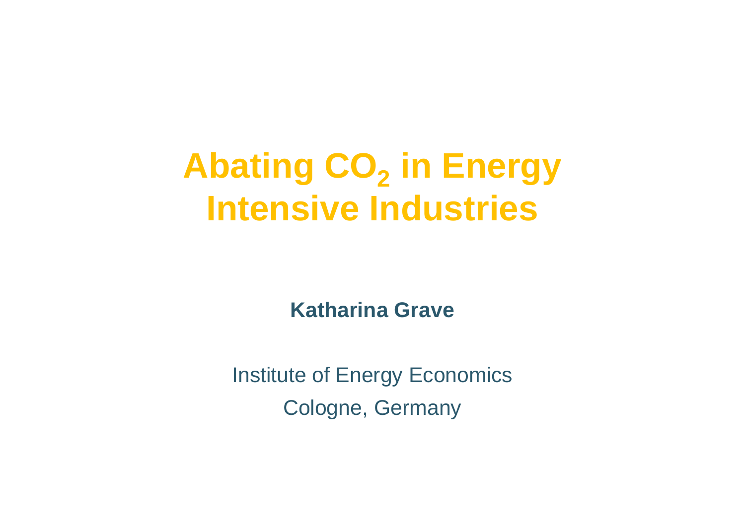# Abating $CO_2$ in Energy Intensive Industries

**Katharina Grave**

Institute of Energy Economics

Cologne, Germany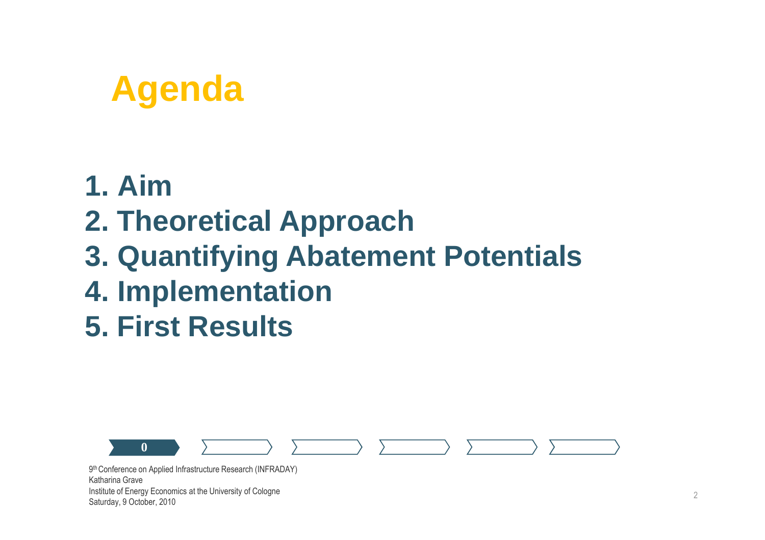# Agenda

1. Aim
2. Theoretical Approach
3. Quantifying Abatement Potentials
4. Implementation
5. First Results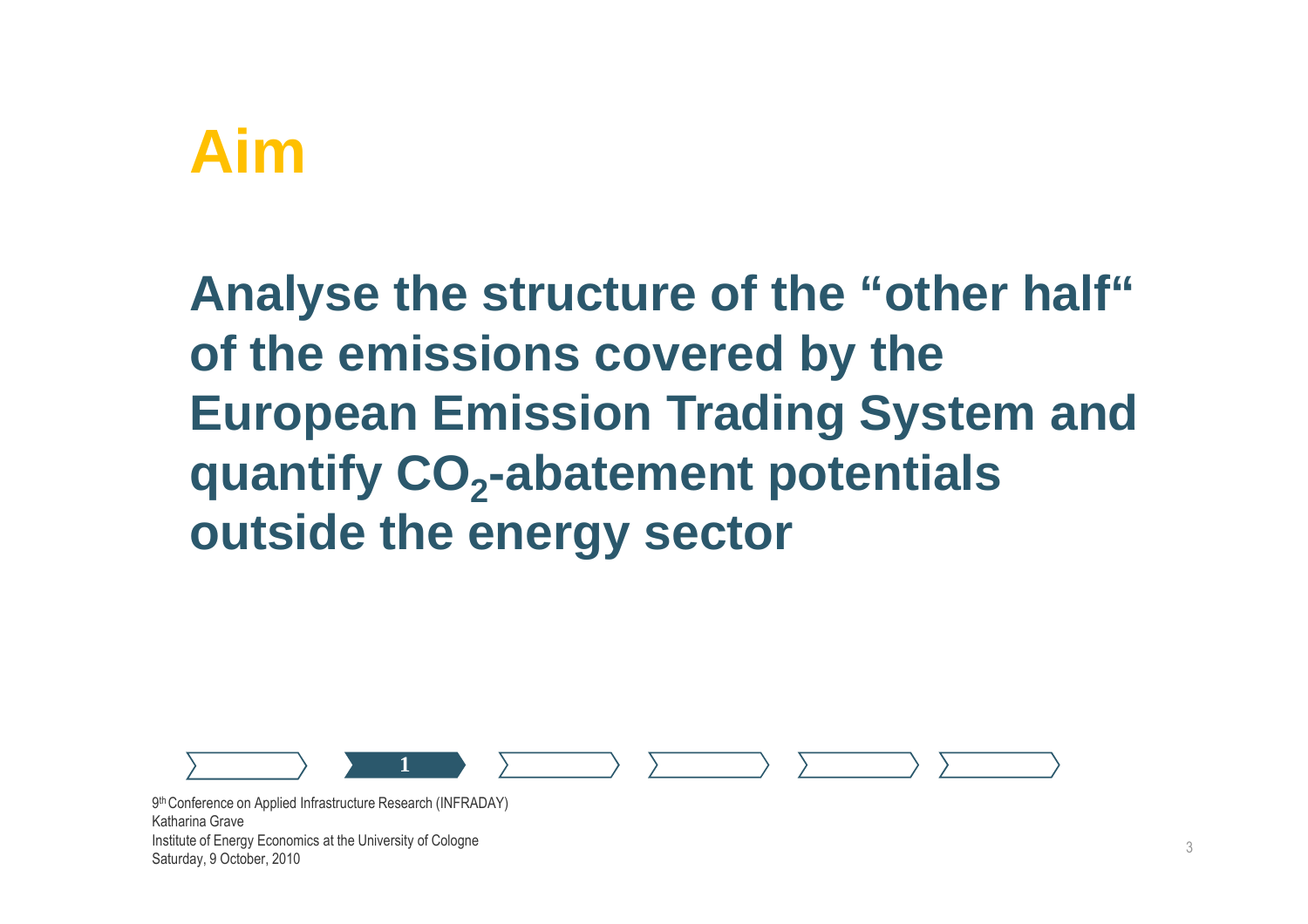# Aim

**Analyse the structure of the “other half“ of the emissions covered by the European Emission Trading System and quantify $CO_2$-abatement potentials outside the energy sector**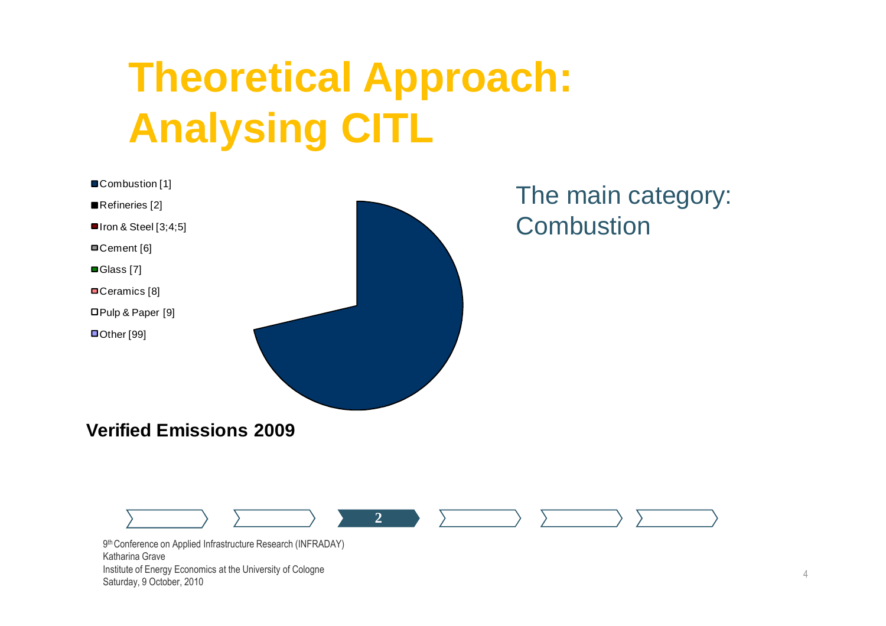# Theoretical Approach: Analysing CITL

- Combustion [1]
- Refineries [2]
- Iron & Steel [3;4;5]
- Cement [6]
- Glass [7]
- Ceramics [8]
- Pulp & Paper [9]
- Other [99]

**Verified Emissions 2009**

The main category: Combustion

2

9th Conference on Applied Infrastructure Research (INFRADAY)
Katharina Grave
Institute of Energy Economics at the University of Cologne
Saturday, 9 October, 2010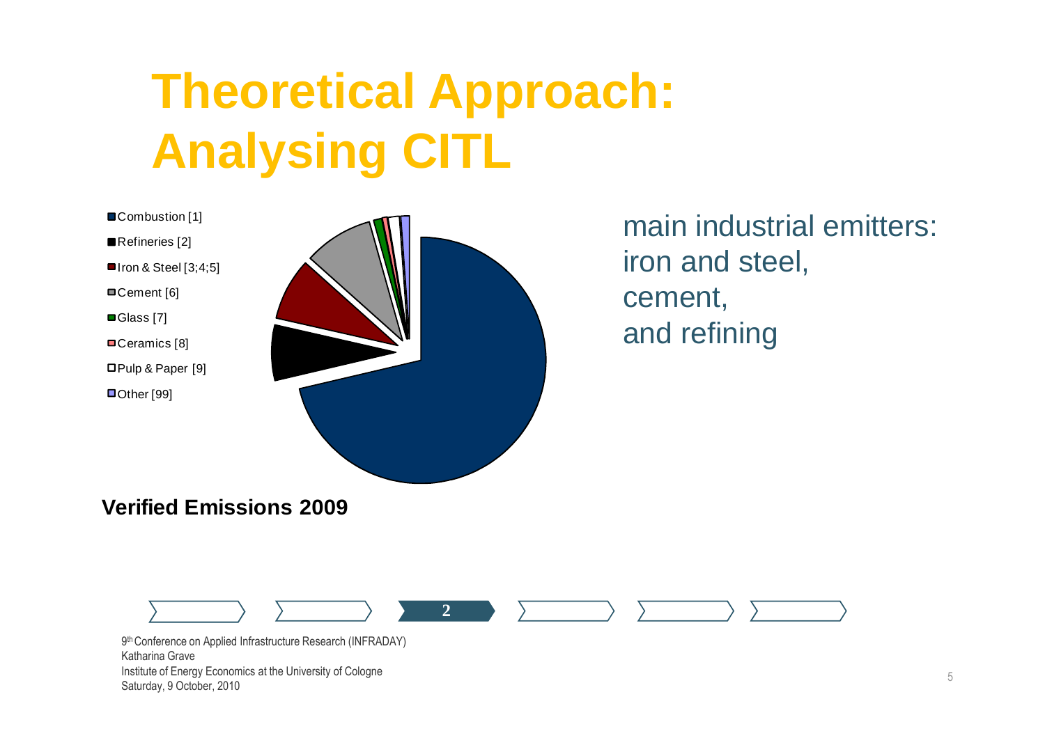# Theoretical Approach: Analysing CITL

- Combustion [1]
- Refineries [2]
- Iron & Steel [3;4;5]
- Cement [6]
- Glass [7]
- Ceramics [8]
- Pulp & Paper [9]
- Other [99]

**Verified Emissions 2009**

main industrial emitters:
iron and steel,
cement,
and refining

2

9th Conference on Applied Infrastructure Research (INFRADAY)
Katharina Grave
Institute of Energy Economics at the University of Cologne
Saturday, 9 October, 2010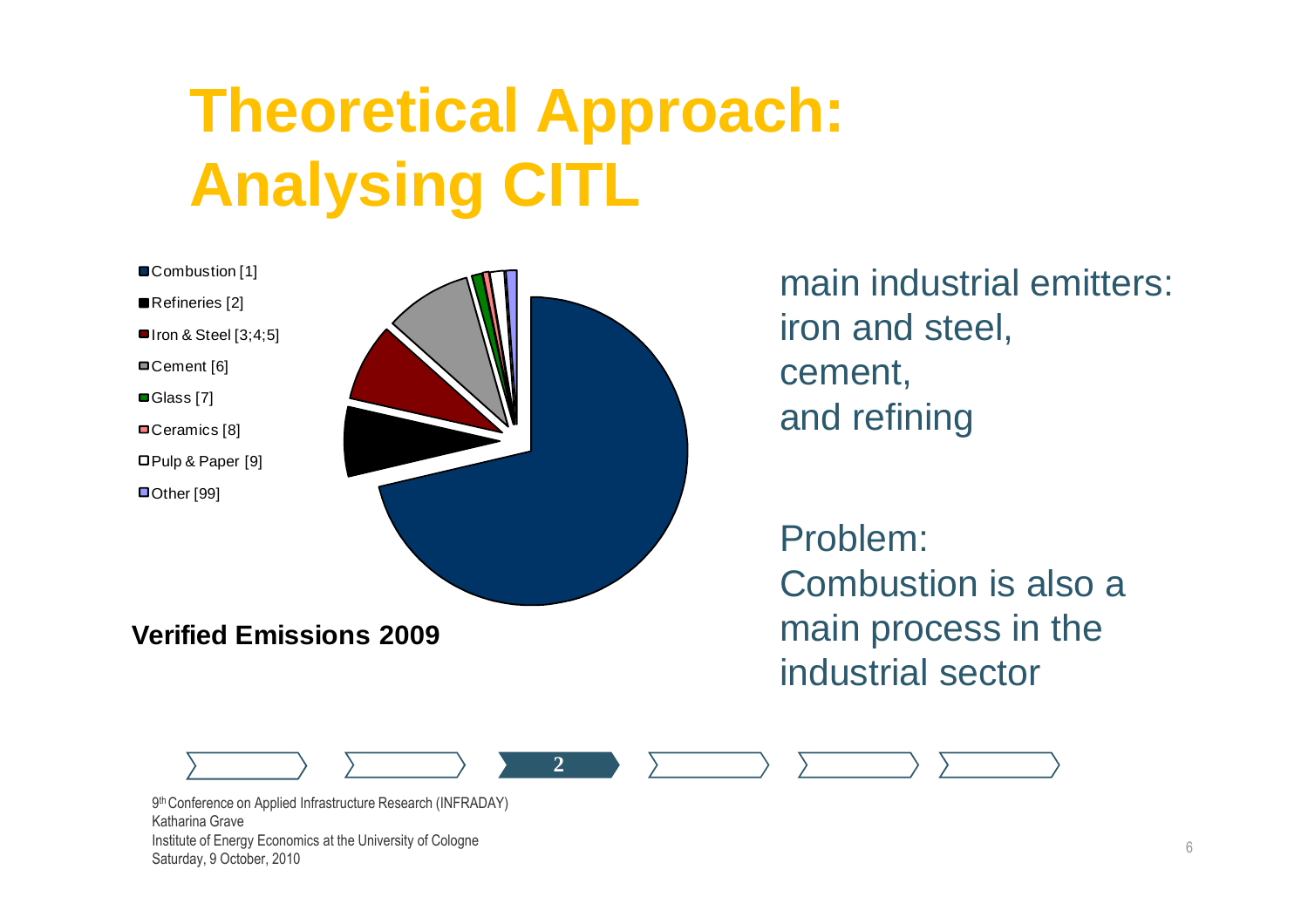# Theoretical Approach: Analysing CITL

- Combustion [1]
- Refineries [2]
- Iron & Steel [3;4;5]
- Cement [6]
- Glass [7]
- Ceramics [8]
- Pulp & Paper [9]
- Other [99]

**Verified Emissions 2009**

main industrial emitters: iron and steel, cement, and refining

Problem: Combustion is also a main process in the industrial sector

2

9th Conference on Applied Infrastructure Research (INFRADAY)
Katharina Grave
Institute of Energy Economics at the University of Cologne
Saturday, 9 October, 2010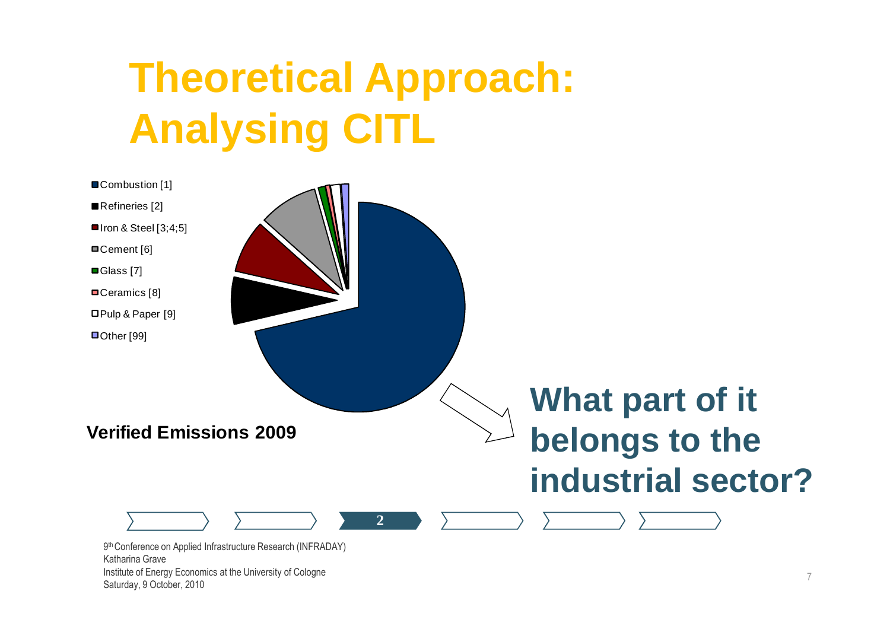# Theoretical Approach: Analysing CITL

- Combustion [1]
- Refineries [2]
- Iron & Steel [3;4;5]
- Cement [6]
- Glass [7]
- Ceramics [8]
- Pulp & Paper [9]
- Other [99]

**Verified Emissions 2009**

**What part of it belongs to the industrial sector?**

2

9th Conference on Applied Infrastructure Research (INFRADAY)
Katharina Grave
Institute of Energy Economics at the University of Cologne
Saturday, 9 October, 2010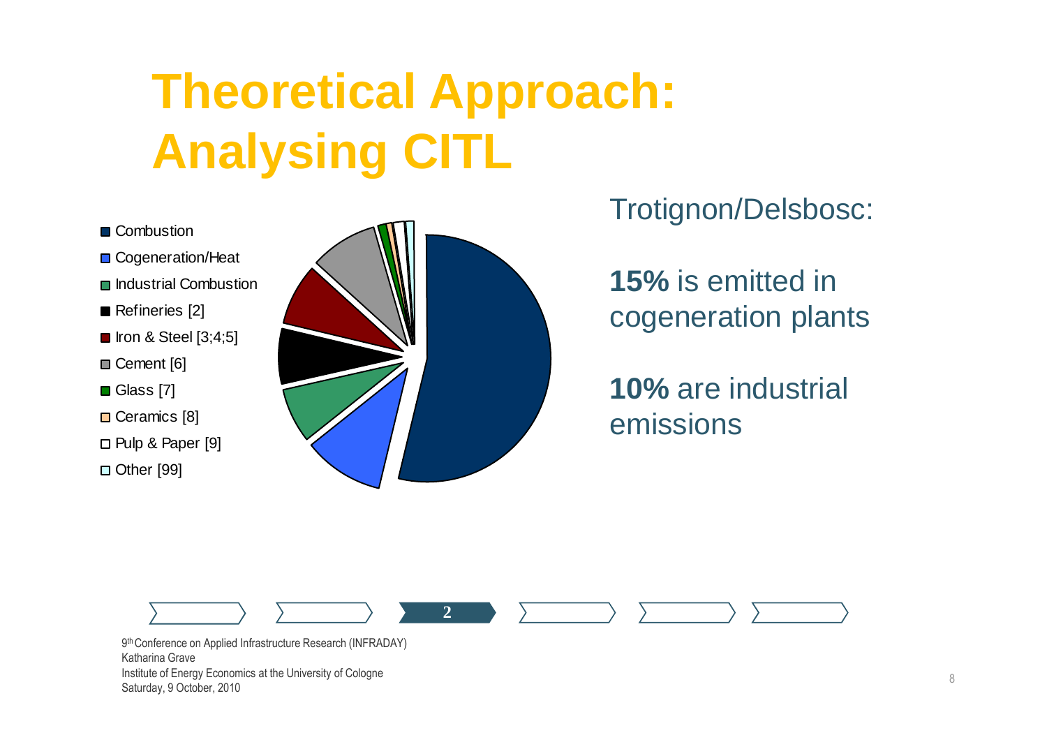# Theoretical Approach: Analysing CITL

- Combustion
- Cogeneration/Heat
- Industrial Combustion
- Refineries [2]
- Iron & Steel [3;4;5]
- Cement [6]
- Glass [7]
- Ceramics [8]
- Pulp & Paper [9]
- Other [99]

Trotignon/Delsbosc:

**15%** is emitted in cogeneration plants

**10%** are industrial emissions

2

9th Conference on Applied Infrastructure Research (INFRADAY)
Katharina Grave
Institute of Energy Economics at the University of Cologne
Saturday, 9 October, 2010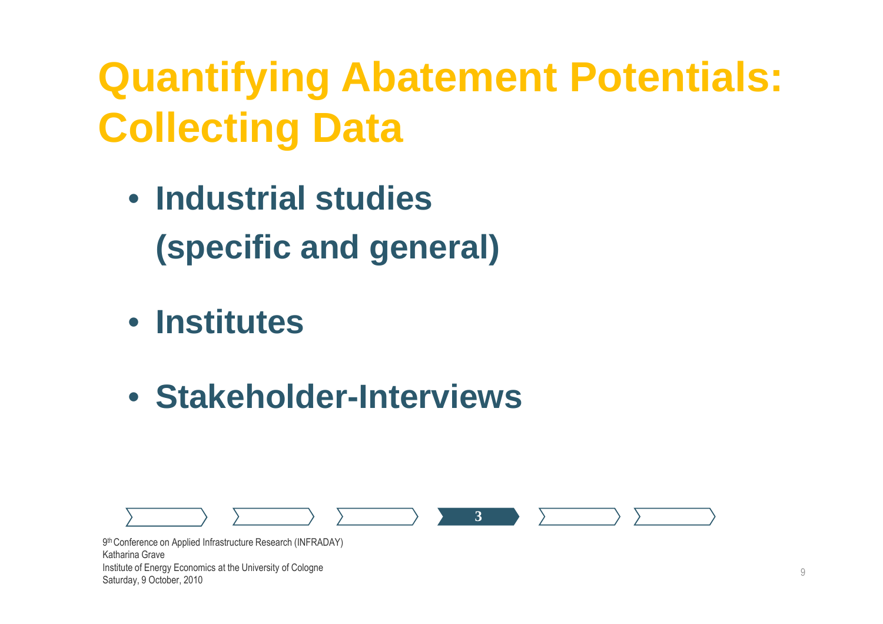# Quantifying Abatement Potentials: Collecting Data

- **Industrial studies (specific and general)**
- **Institutes**
- **Stakeholder-Interviews**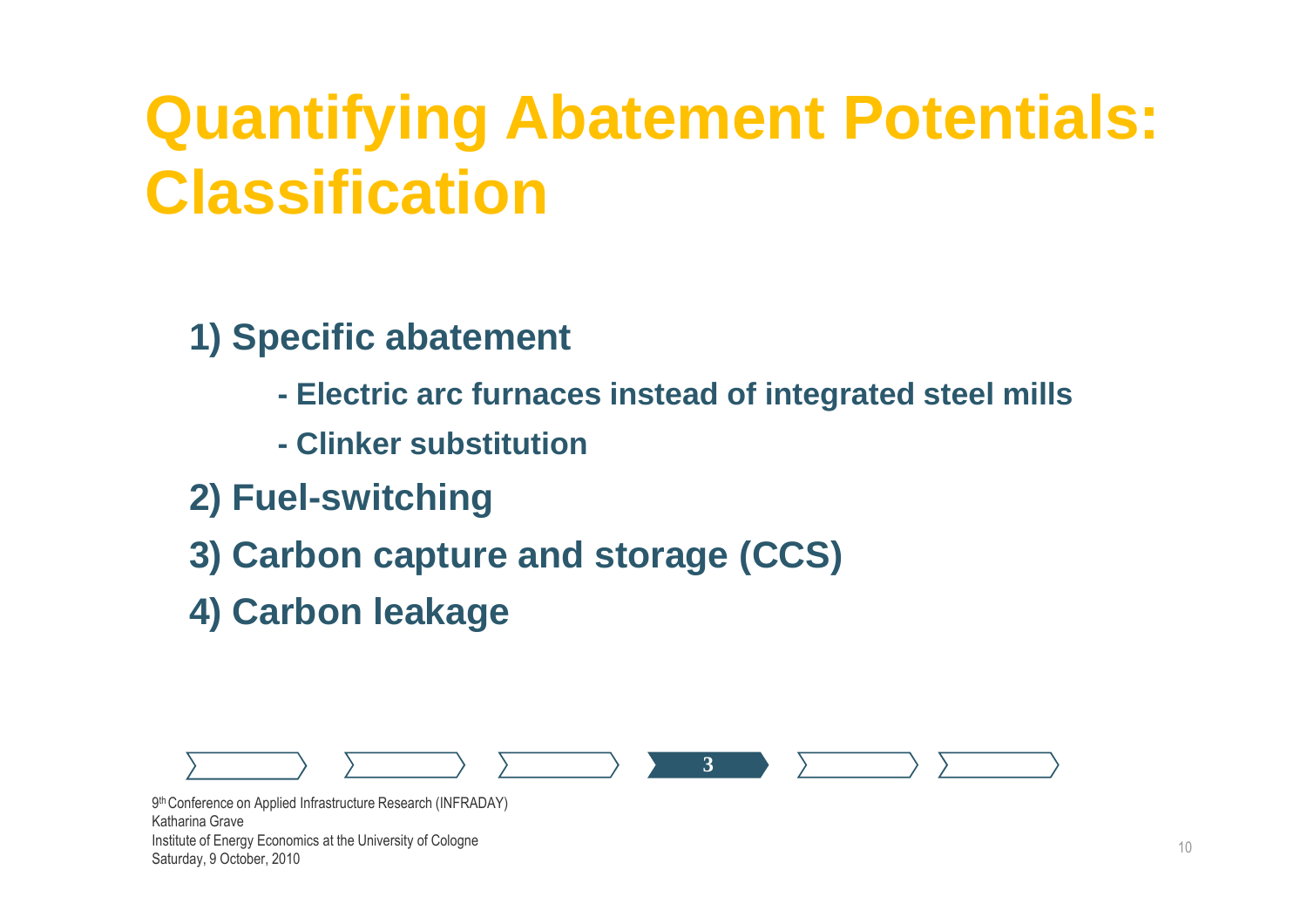# Quantifying Abatement Potentials: Classification

**1) Specific abatement**

- **Electric arc furnaces instead of integrated steel mills**
- **Clinker substitution**

**2) Fuel-switching**

**3) Carbon capture and storage (CCS)**

**4) Carbon leakage**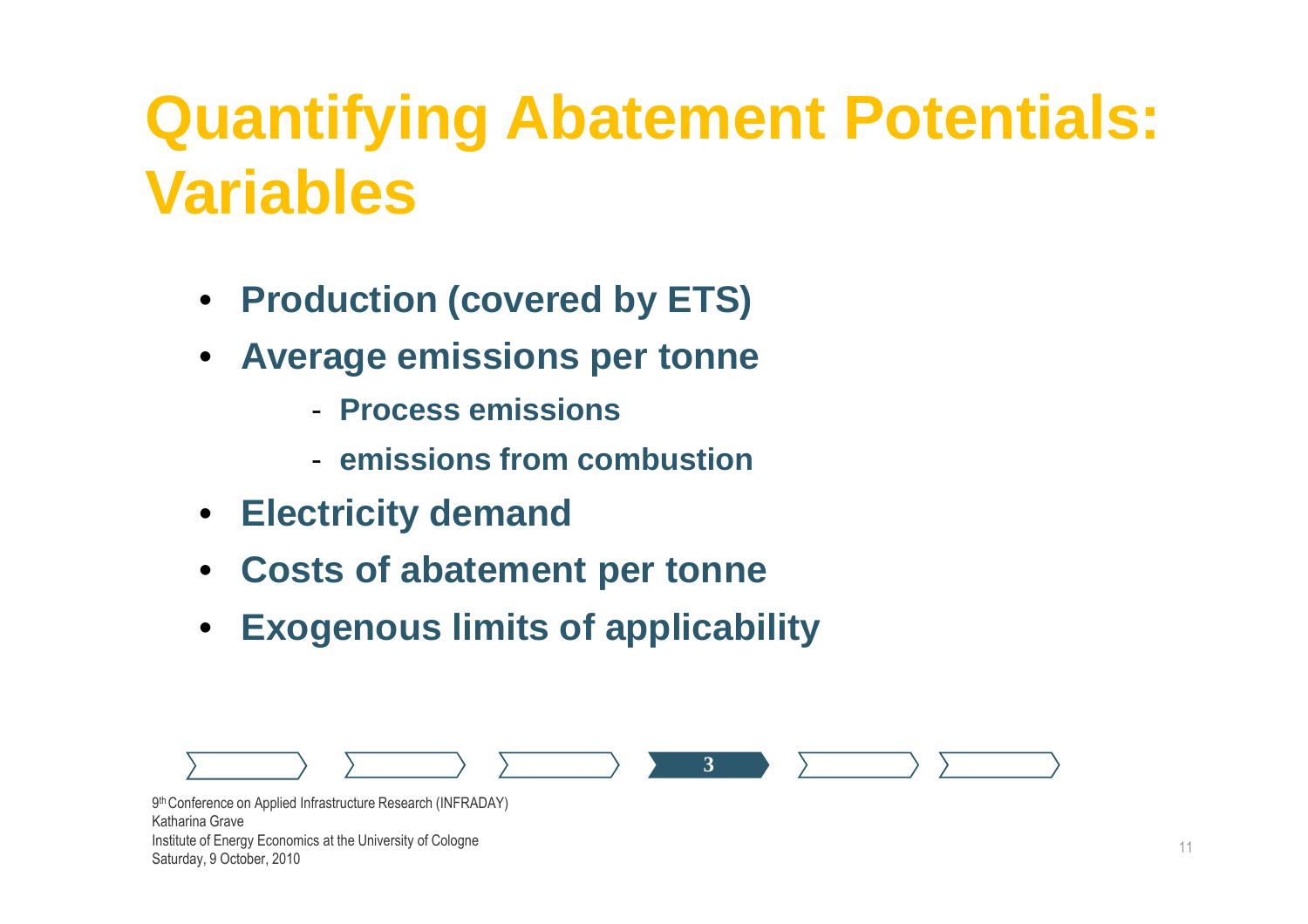# Quantifying Abatement Potentials: Variables

- **Production (covered by ETS)**
- **Average emissions per tonne**
  - **Process emissions**
  - **emissions from combustion**
- **Electricity demand**
- **Costs of abatement per tonne**
- **Exogenous limits of applicability**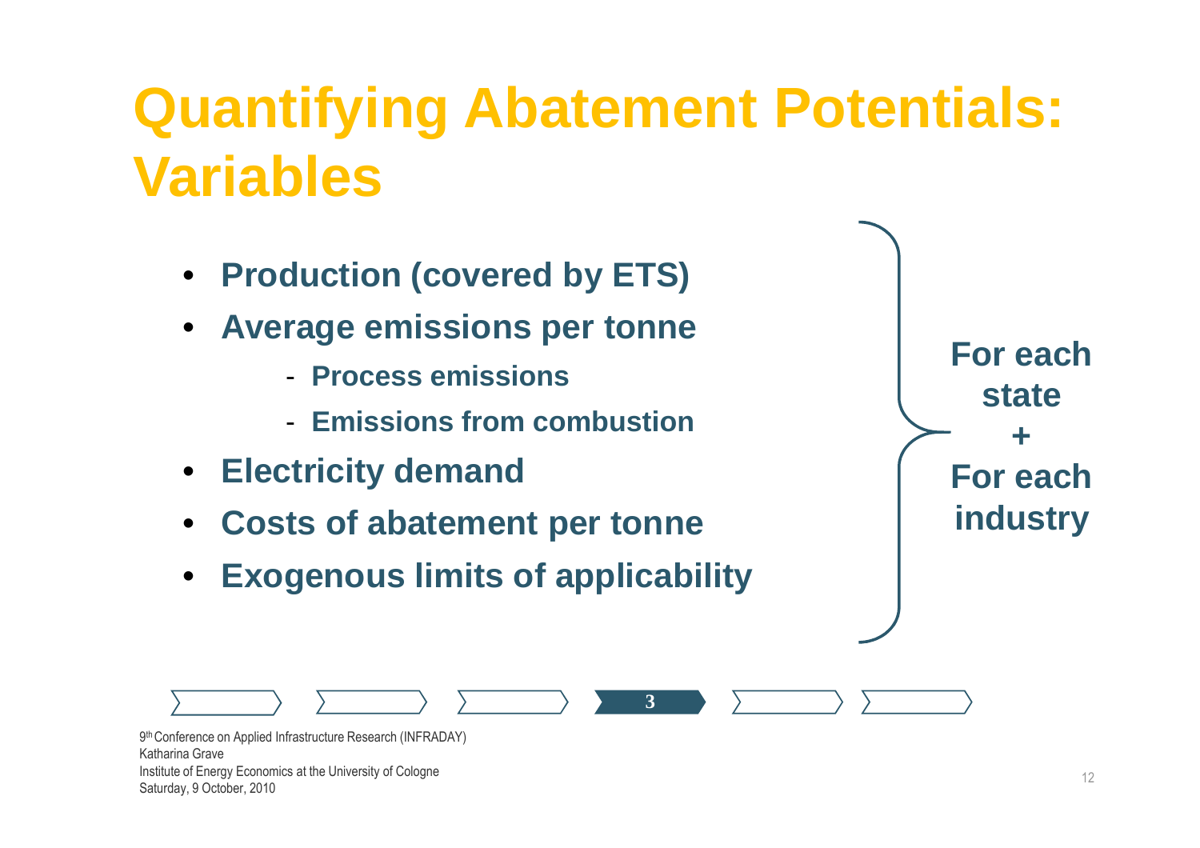# Quantifying Abatement Potentials: Variables

- **Production (covered by ETS)**
- **Average emissions per tonne**
  - **Process emissions**
  - **Emissions from combustion**
- **Electricity demand**
- **Costs of abatement per tonne**
- **Exogenous limits of applicability**

**For each state + For each industry**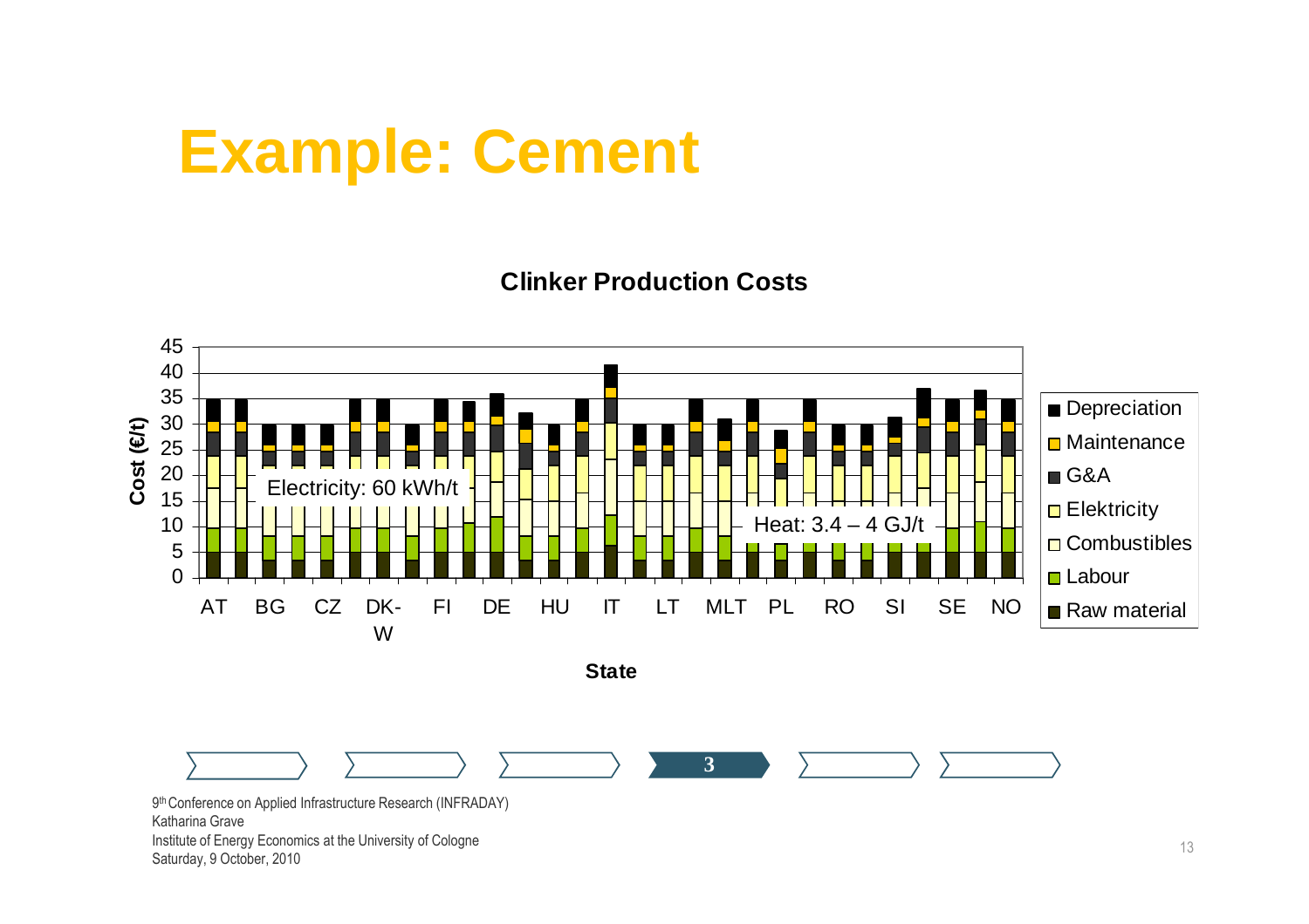# Example: Cement

**Clinker Production Costs**

Cost (€/t)

Electricity: 60 kWh/t

Heat: 3.4 – 4 GJ/t

AT BG CZ DK-W FI DE HU IT LT MLT PL RO SI SE NO

State

- Depreciation
- Maintenance
- G&A
- Elektricity
- Combustibles
- Labour
- Raw material

9th Conference on Applied Infrastructure Research (INFRADAY)
Katharina Grave
Institute of Energy Economics at the University of Cologne
Saturday, 9 October, 2010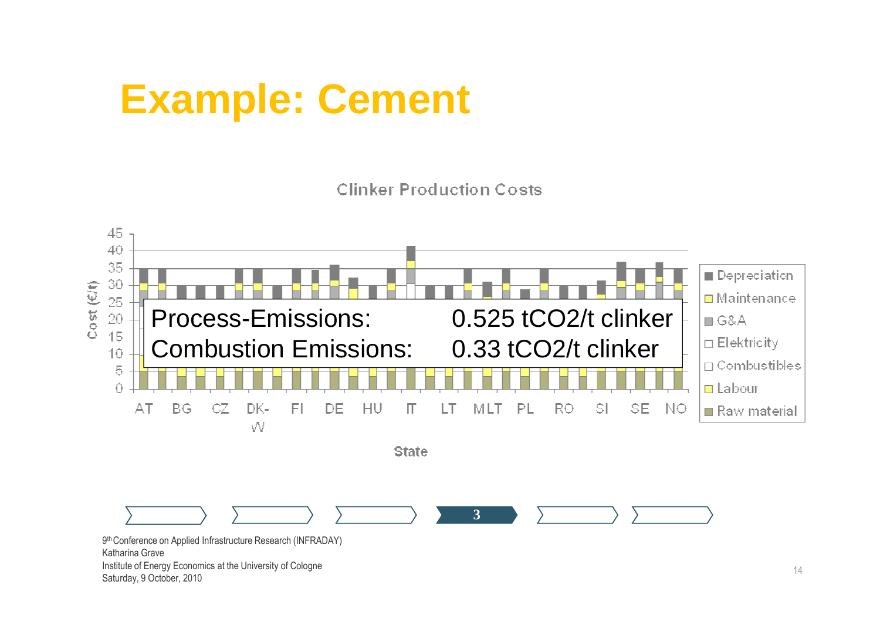# Example: Cement

**Clinker Production Costs**

Cost (€/t) by State: AT, BG, CZ, DK-W, FI, DE, HU, IT, LT, MLT, PL, RO, SI, SE, NO

Legend: Depreciation, Maintenance, G&A, Elektricity, Combustibles, Labour, Raw material

| | |
|---|---|
| Process-Emissions: | 0.525 $tCO_2$/t clinker |
| Combustion Emissions: | 0.33 $tCO_2$/t clinker |

9th Conference on Applied Infrastructure Research (INFRADAY)
Katharina Grave
Institute of Energy Economics at the University of Cologne
Saturday, 9 October, 2010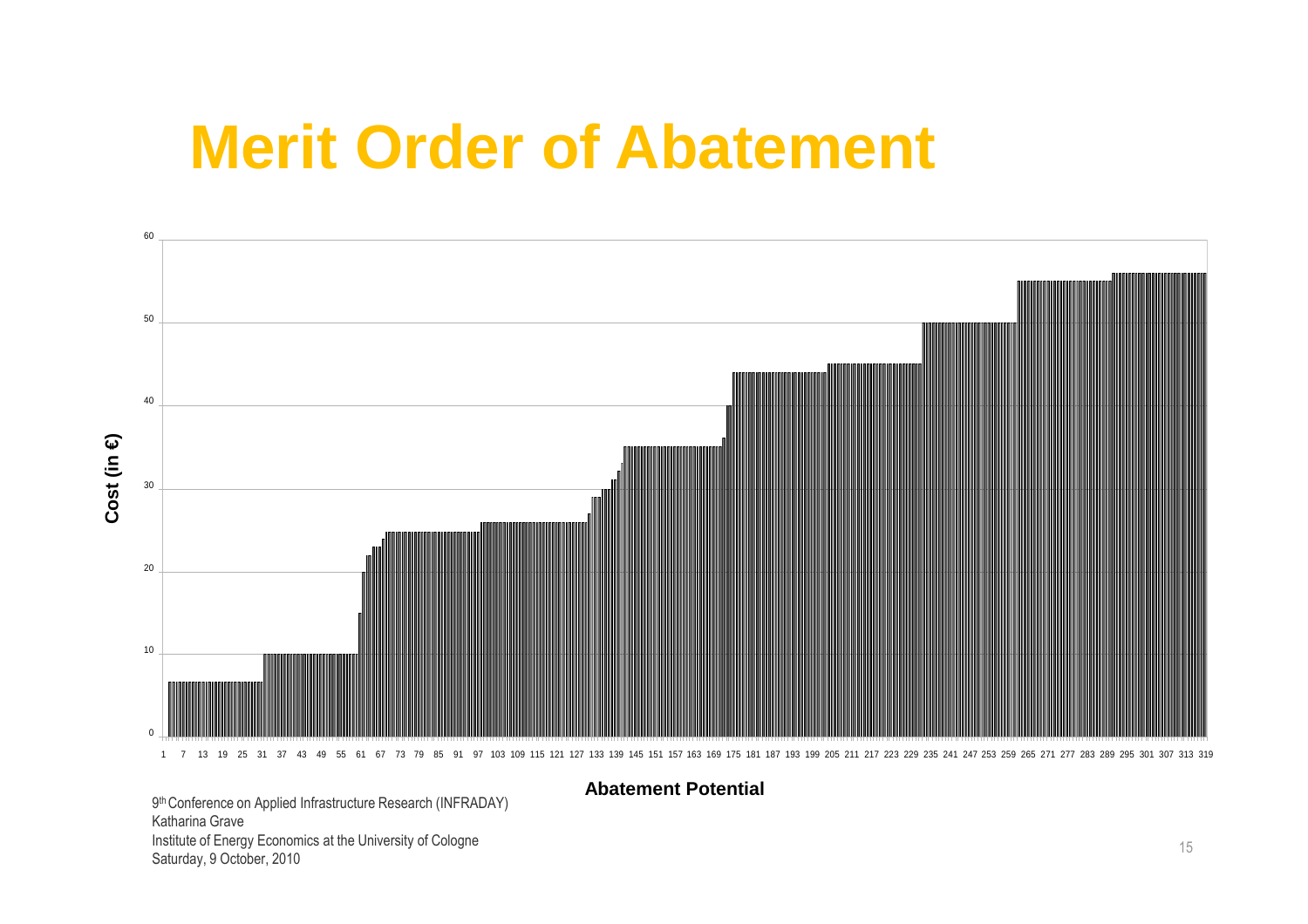# Merit Order of Abatement

Cost (in €)

Abatement Potential

9th Conference on Applied Infrastructure Research (INFRADAY)
Katharina Grave
Institute of Energy Economics at the University of Cologne
Saturday, 9 October, 2010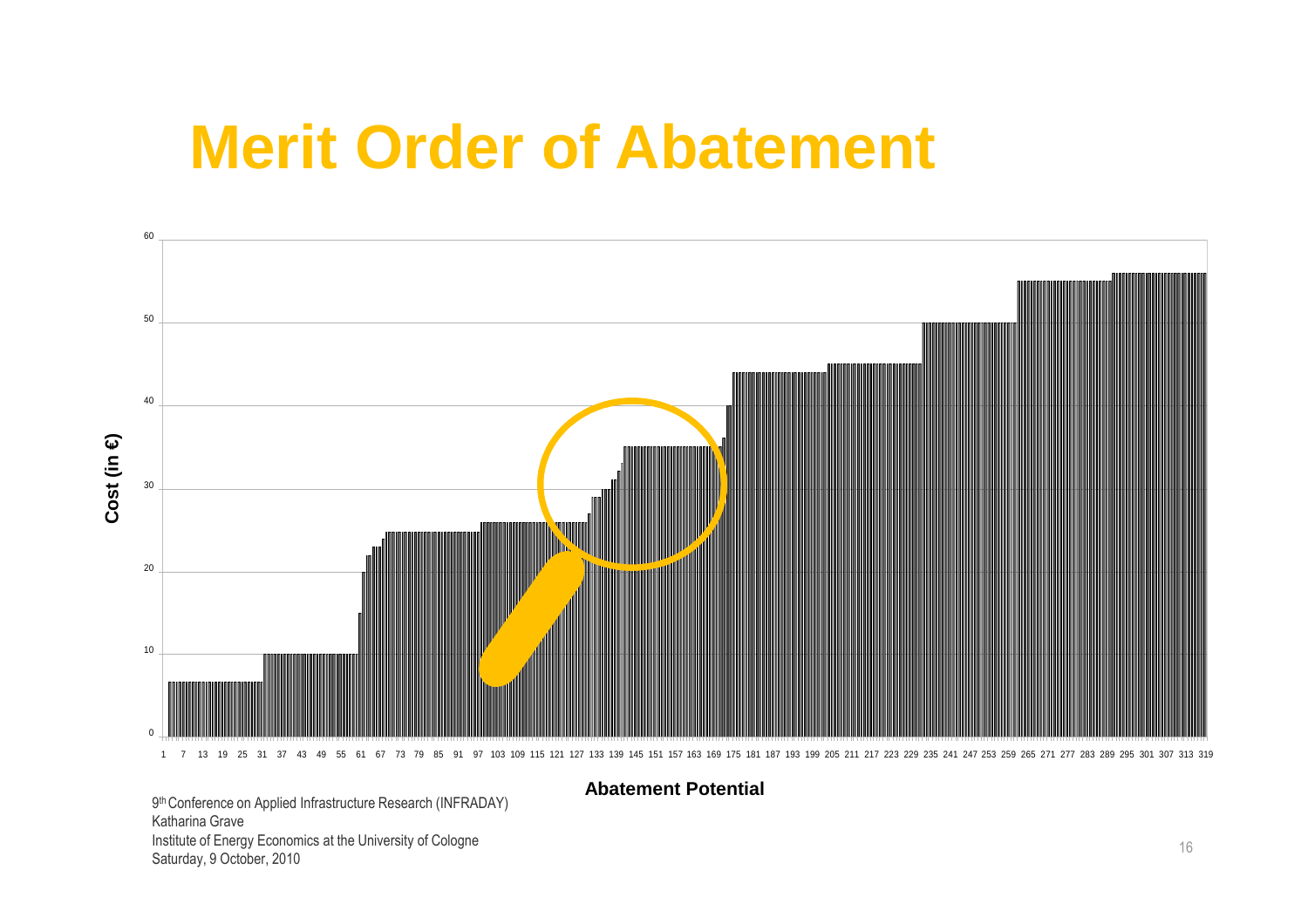# Merit Order of Abatement

Cost (in €)

Abatement Potential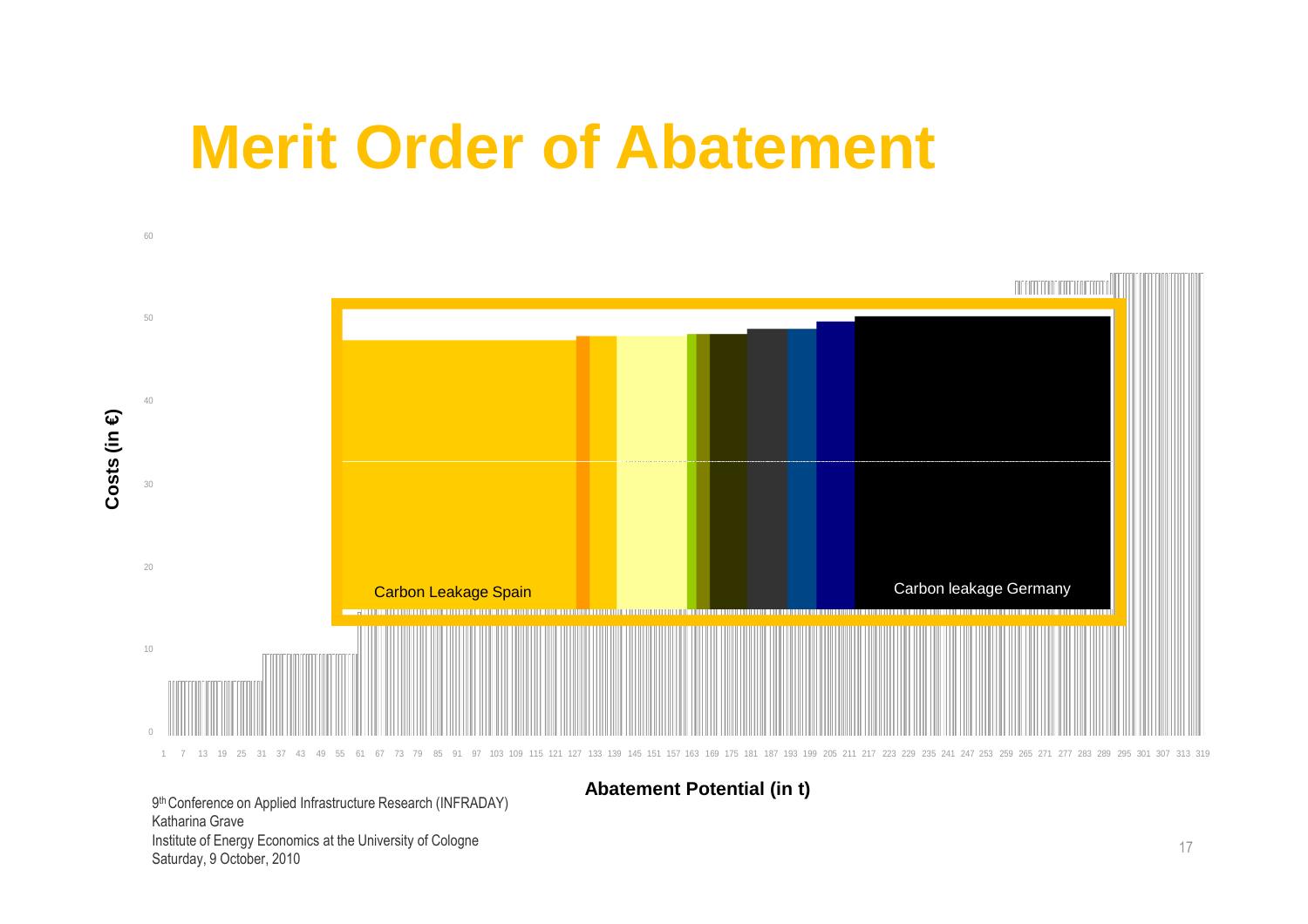# Merit Order of Abatement

Costs (in €)

60

50

40

30

20

10

0

Carbon Leakage Spain

Carbon leakage Germany

1 7 13 19 25 31 37 43 49 55 61 67 73 79 85 91 97 103 109 115 121 127 133 139 145 151 157 163 169 175 181 187 193 199 205 211 217 223 229 235 241 247 253 259 265 271 277 283 289 295 301 307 313 319

**Abatement Potential (in t)**

9th Conference on Applied Infrastructure Research (INFRADAY)
Katharina Grave
Institute of Energy Economics at the University of Cologne
Saturday, 9 October, 2010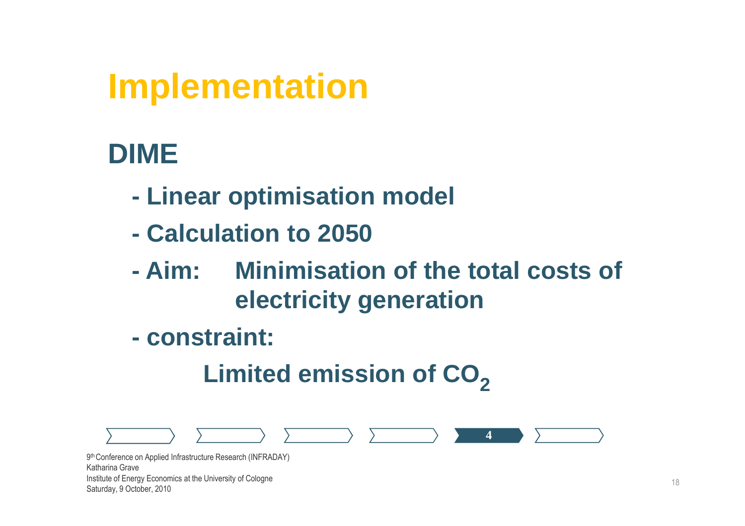# Implementation

## DIME

- Linear optimisation model
- Calculation to 2050
- Aim: Minimisation of the total costs of electricity generation
- constraint:

  Limited emission of $CO_2$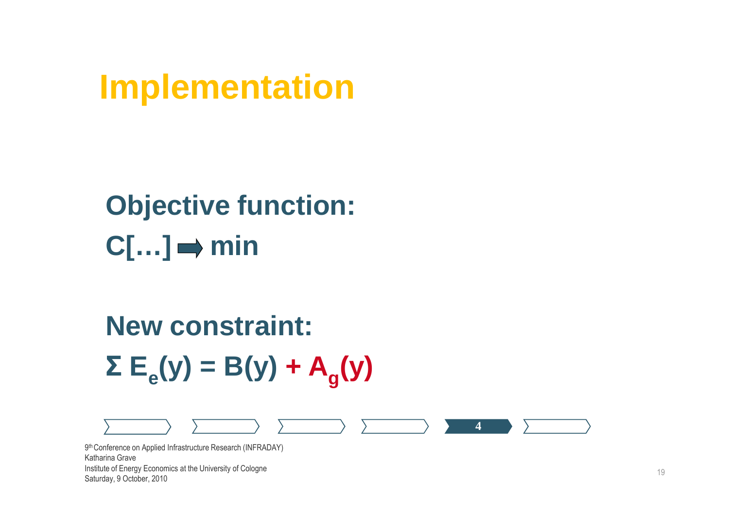# Implementation

**Objective function:**

**C[…] ➡ min**

**New constraint:**

$$\Sigma E_e(y) = B(y) + A_g(y)$$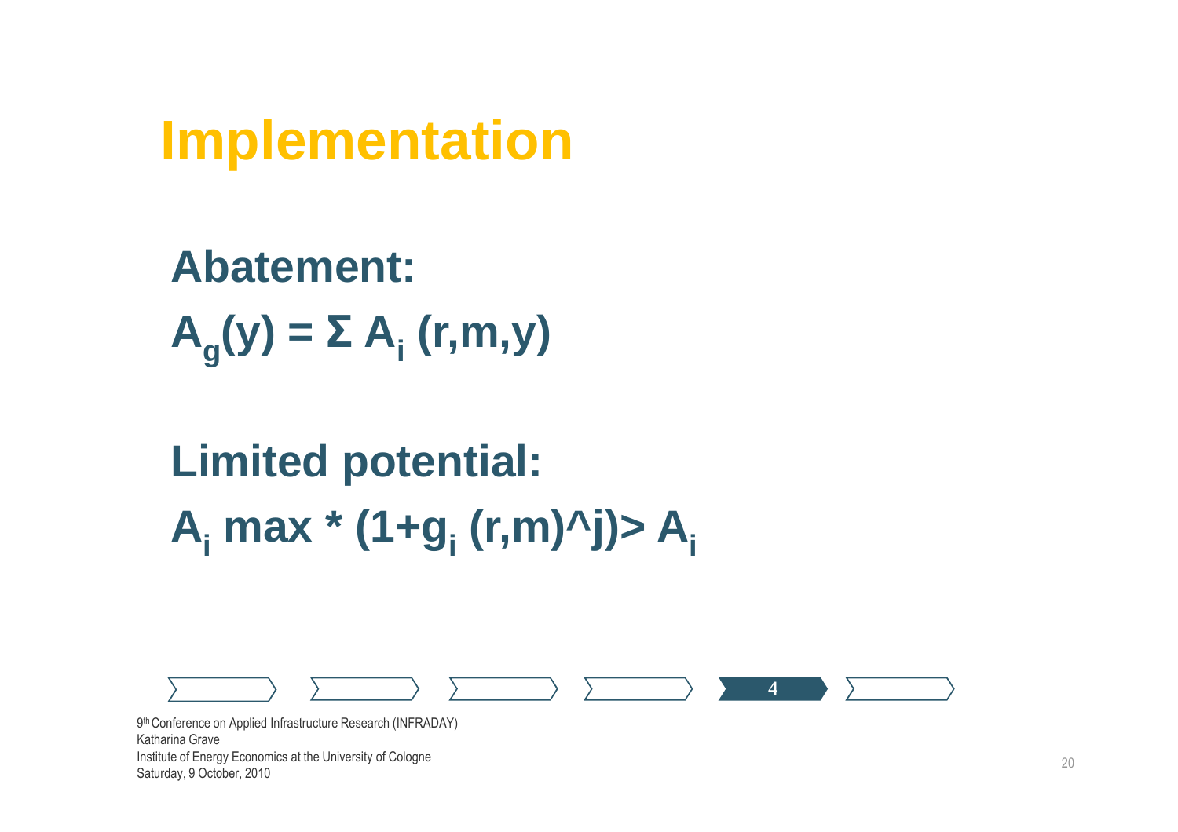# Implementation

**Abatement:**

$$A_g(y) = \Sigma A_i (r,m,y)$$

**Limited potential:**

$$A_i \max * (1+g_i (r,m)^j) > A_i$$

4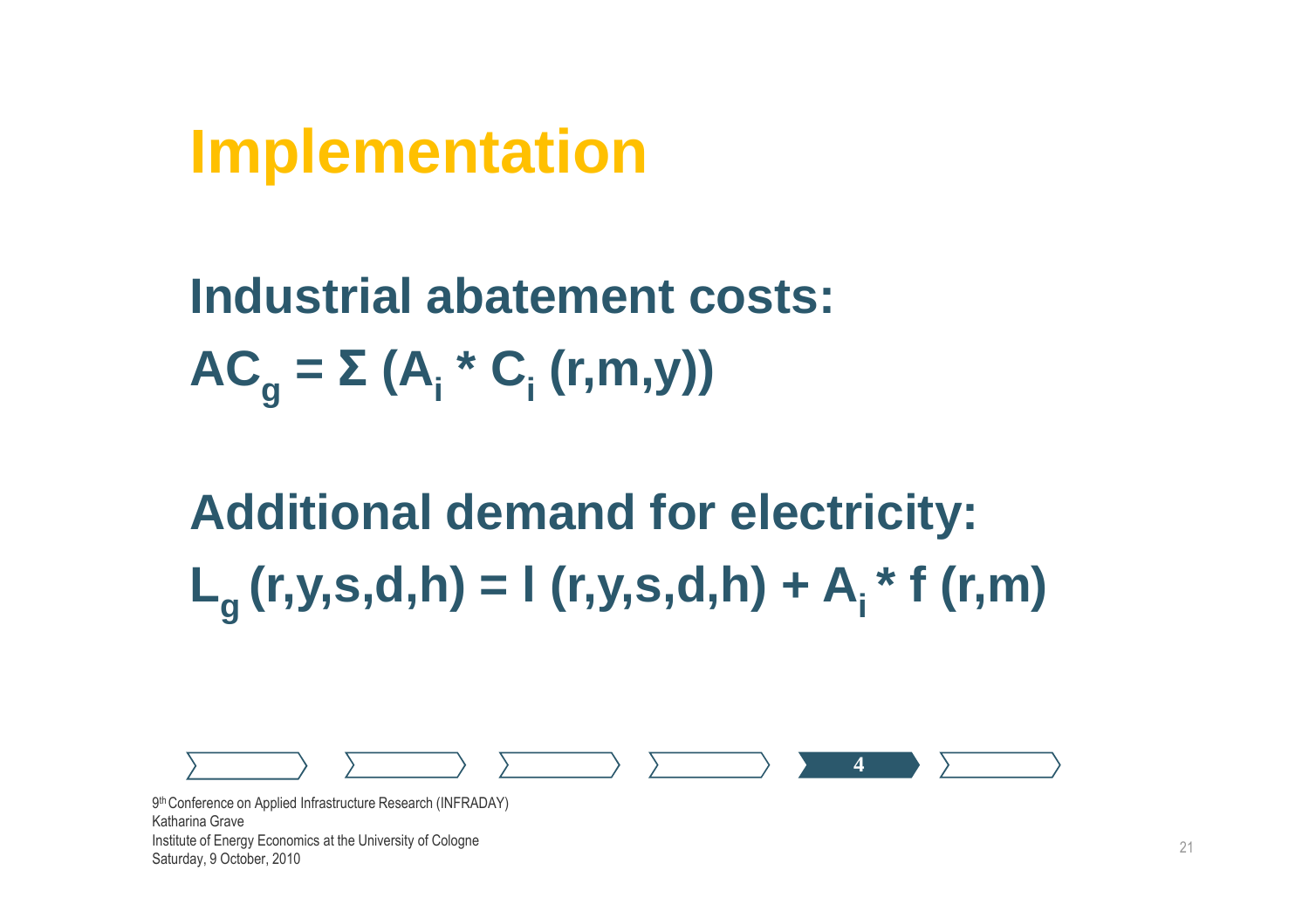# Implementation

**Industrial abatement costs:**

$$AC_g = \Sigma \left(A_i * C_i\,(r,m,y)\right)$$

**Additional demand for electricity:**

$$L_g\,(r,y,s,d,h) = l\,(r,y,s,d,h) + A_i * f\,(r,m)$$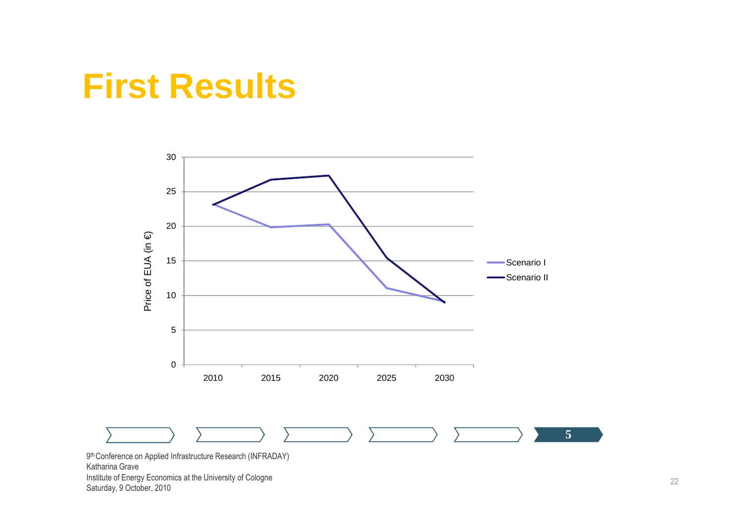# First Results

Price of EUA (in €)

Scenario I

Scenario II

2010, 2015, 2020, 2025, 2030

0, 5, 10, 15, 20, 25, 30

5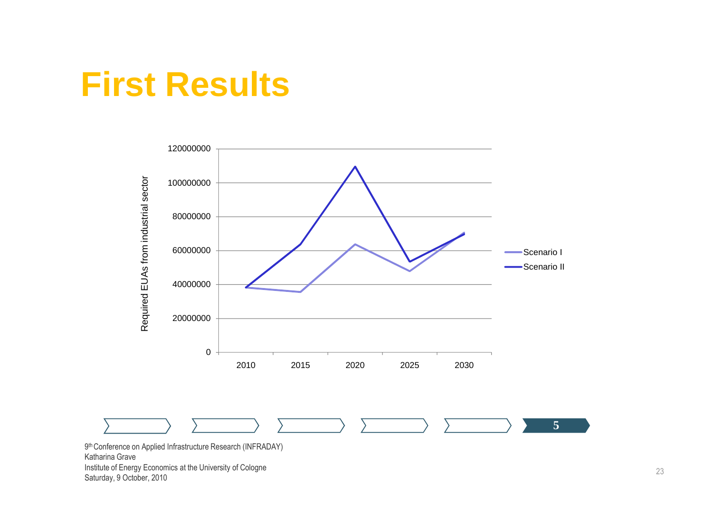# First Results

Required EUAs from industrial sector

| | 2010 | 2015 | 2020 | 2025 | 2030 |
|---|---|---|---|---|---|
| Scenario I | ~38000000 | ~35500000 | ~63500000 | ~48000000 | ~70500000 |
| Scenario II | ~38000000 | ~63500000 | ~109500000 | ~53500000 | ~69500000 |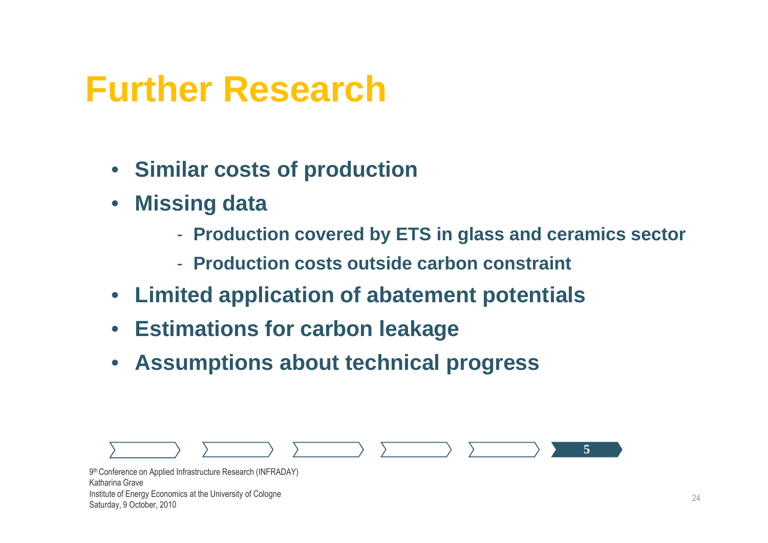# Further Research

- **Similar costs of production**
- **Missing data**
  - **Production covered by ETS in glass and ceramics sector**
  - **Production costs outside carbon constraint**
- **Limited application of abatement potentials**
- **Estimations for carbon leakage**
- **Assumptions about technical progress**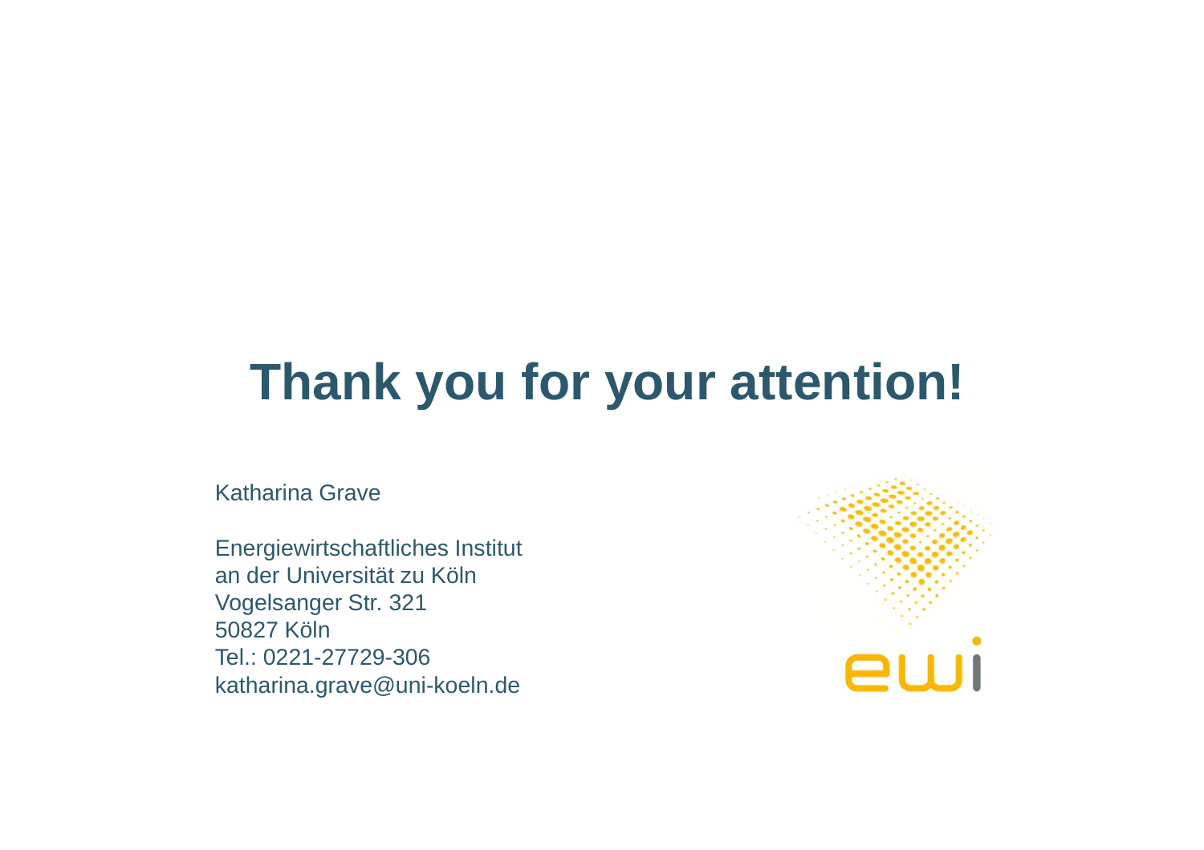# Thank you for your attention!

Katharina Grave

Energiewirtschaftliches Institut
an der Universität zu Köln
Vogelsanger Str. 321
50827 Köln
Tel.: 0221-27729-306
katharina.grave@uni-koeln.de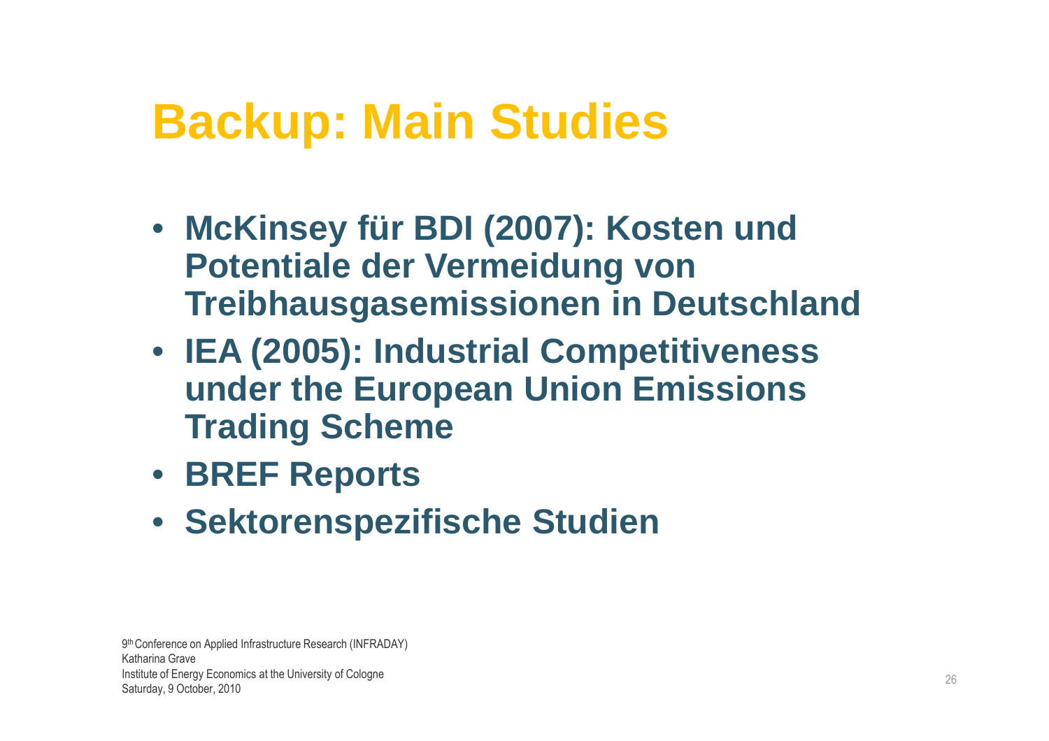# Backup: Main Studies

- **McKinsey für BDI (2007): Kosten und Potentiale der Vermeidung von Treibhausgasemissionen in Deutschland**
- **IEA (2005): Industrial Competitiveness under the European Union Emissions Trading Scheme**
- **BREF Reports**
- **Sektorenspezifische Studien**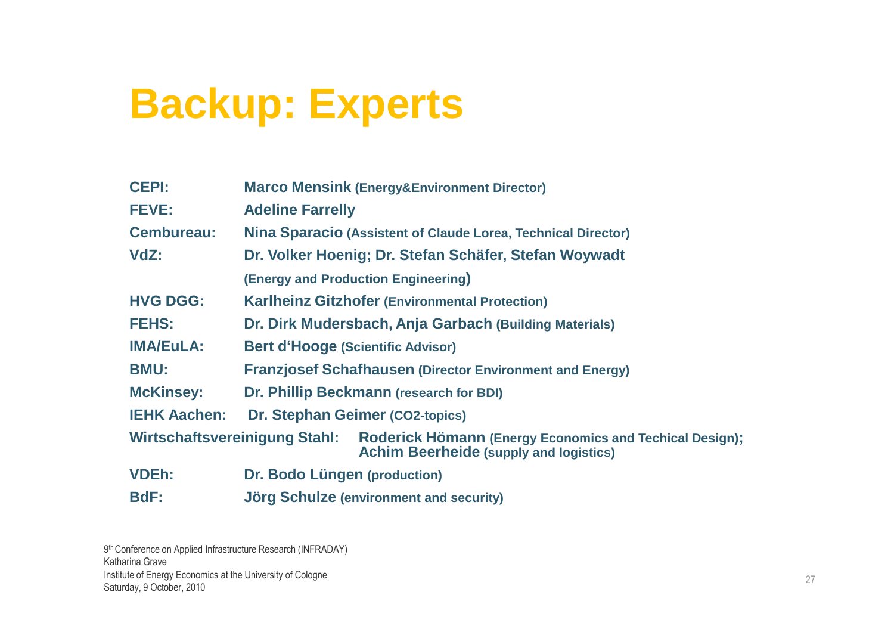# Backup: Experts

| | |
|---|---|
| **CEPI:** | **Marco Mensink (Energy&Environment Director)** |
| **FEVE:** | **Adeline Farrelly** |
| **Cembureau:** | **Nina Sparacio (Assistent of Claude Lorea, Technical Director)** |
| **VdZ:** | **Dr. Volker Hoenig; Dr. Stefan Schäfer, Stefan Woywadt (Energy and Production Engineering)** |
| **HVG DGG:** | **Karlheinz Gitzhofer (Environmental Protection)** |
| **FEHS:** | **Dr. Dirk Mudersbach, Anja Garbach (Building Materials)** |
| **IMA/EuLA:** | **Bert d'Hooge (Scientific Advisor)** |
| **BMU:** | **Franzjosef Schafhausen (Director Environment and Energy)** |
| **McKinsey:** | **Dr. Phillip Beckmann (research for BDI)** |
| **IEHK Aachen:** | **Dr. Stephan Geimer ($CO_2$-topics)** |
| **Wirtschaftsvereinigung Stahl:** | **Roderick Hömann (Energy Economics and Techical Design); Achim Beerheide (supply and logistics)** |
| **VDEh:** | **Dr. Bodo Lüngen (production)** |
| **BdF:** | **Jörg Schulze (environment and security)** |